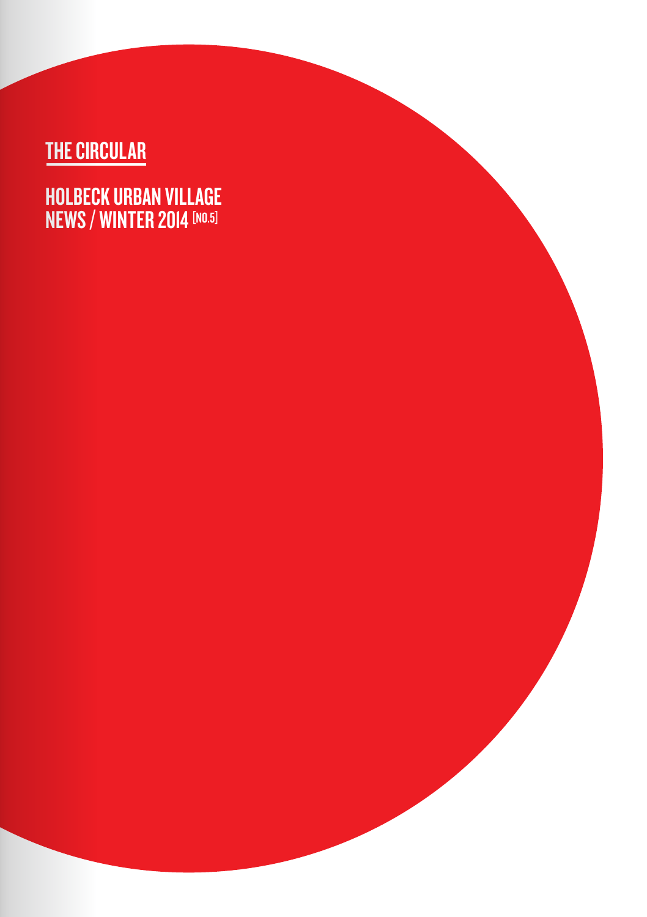# THE CIRCULAR

## HOLBECK URBAN VILLAGE NEWS / WINTER 2014 [NO.5]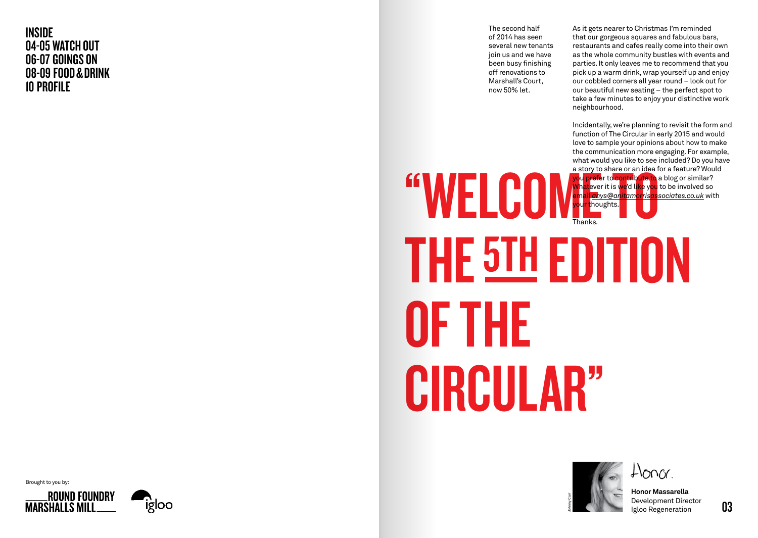**INSIDE**
**04-05 WATCH OUT**
**06-07 GOINGS ON**
**08-09 FOOD & DRINK**
**10 PROFILE**

# "WELCOME TO THE 5TH EDITION OF THE CIRCULAR"

The second half of 2014 has seen several new tenants join us and we have been busy finishing off renovations to Marshall's Court, now 50% let.

As it gets nearer to Christmas I'm reminded that our gorgeous squares and fabulous bars, restaurants and cafes really come into their own as the whole community bustles with events and parties. It only leaves me to recommend that you pick up a warm drink, wrap yourself up and enjoy our cobbled corners all year round – look out for our beautiful new seating – the perfect spot to take a few minutes to enjoy your distinctive work neighbourhood.

Incidentally, we're planning to revisit the form and function of The Circular in early 2015 and would love to sample your opinions about how to make the communication more engaging. For example, what would you like to see included? Do you have a story to share or an idea for a feature? Would you prefer to contribute to a blog or similar? Whatever it is we'd like you to be involved so email *anys@anitamorrisassociates.co.uk* with your thoughts.

Thanks.

Honor.

**Honor Massarella**
Development Director
Igloo Regeneration

Johnny Carr

Brought to you by:

ROUND FOUNDRY MARSHALLS MILL

igloo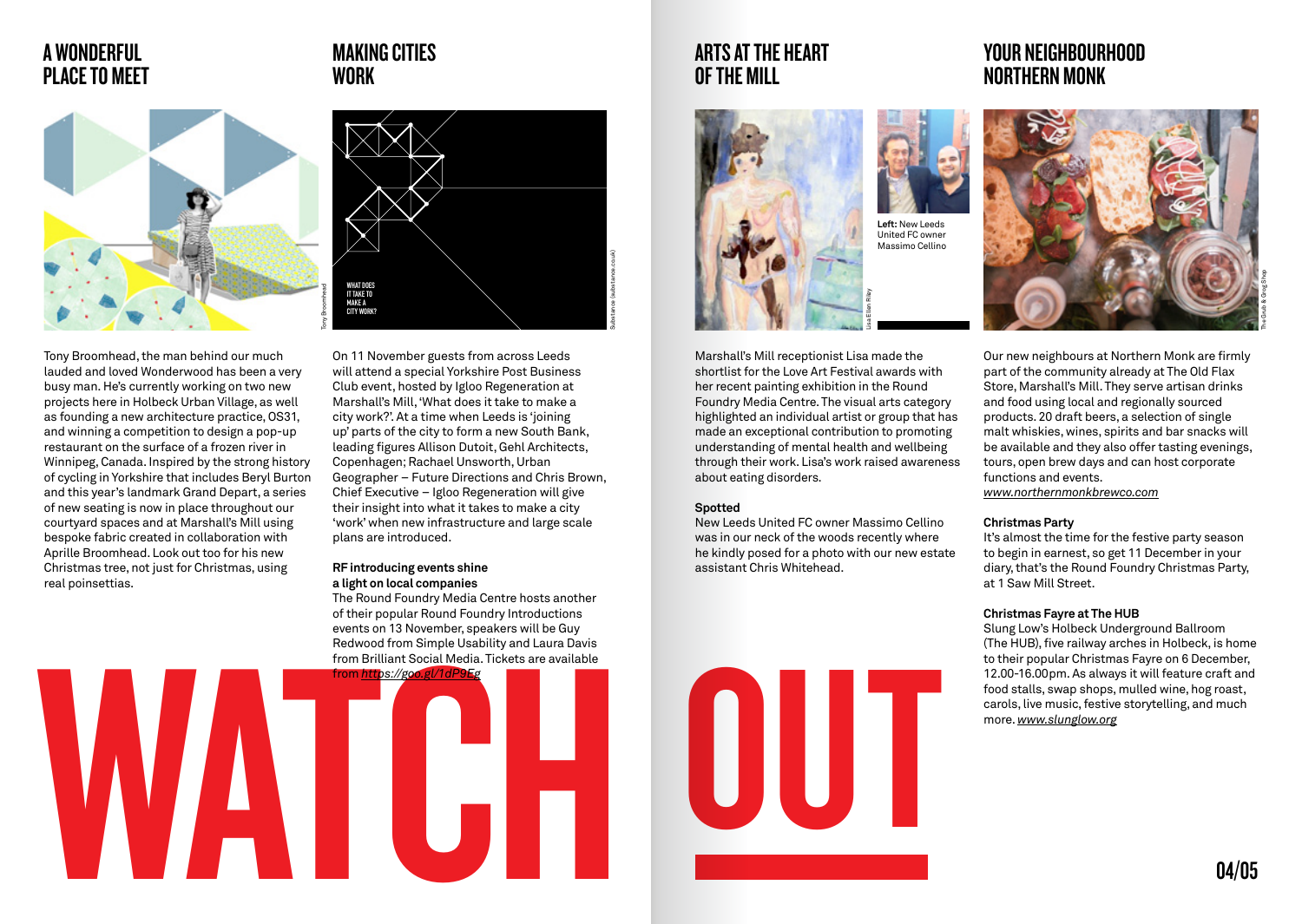# WATCH OUT

## A WONDERFUL PLACE TO MEET

Tony Broomhead

Tony Broomhead, the man behind our much lauded and loved Wonderwood has been a very busy man. He's currently working on two new projects here in Holbeck Urban Village, as well as founding a new architecture practice, OS31, and winning a competition to design a pop-up restaurant on the surface of a frozen river in Winnipeg, Canada. Inspired by the strong history of cycling in Yorkshire that includes Beryl Burton and this year's landmark Grand Depart, a series of new seating is now in place throughout our courtyard spaces and at Marshall's Mill using bespoke fabric created in collaboration with Aprille Broomhead. Look out too for his new Christmas tree, not just for Christmas, using real poinsettias.

## MAKING CITIES WORK

WHAT DOES IT TAKE TO MAKE A CITY WORK?

Substance (substance.co.uk)

On 11 November guests from across Leeds will attend a special Yorkshire Post Business Club event, hosted by Igloo Regeneration at Marshall's Mill, 'What does it take to make a city work?'. At a time when Leeds is 'joining up' parts of the city to form a new South Bank, leading figures Allison Dutoit, Gehl Architects, Copenhagen; Rachael Unsworth, Urban Geographer – Future Directions and Chris Brown, Chief Executive – Igloo Regeneration will give their insight into what it takes to make a city 'work' when new infrastructure and large scale plans are introduced.

**RF introducing events shine a light on local companies**

The Round Foundry Media Centre hosts another of their popular Round Foundry Introductions events on 13 November, speakers will be Guy Redwood from Simple Usability and Laura Davis from Brilliant Social Media. Tickets are available from *https://goo.gl/1dP9Eg*

## ARTS AT THE HEART OF THE MILL

Lisa Ellen Riley

**Left:** New Leeds United FC owner Massimo Cellino

Marshall's Mill receptionist Lisa made the shortlist for the Love Art Festival awards with her recent painting exhibition in the Round Foundry Media Centre. The visual arts category highlighted an individual artist or group that has made an exceptional contribution to promoting understanding of mental health and wellbeing through their work. Lisa's work raised awareness about eating disorders.

**Spotted**

New Leeds United FC owner Massimo Cellino was in our neck of the woods recently where he kindly posed for a photo with our new estate assistant Chris Whitehead.

## YOUR NEIGHBOURHOOD NORTHERN MONK

The Grub & Grog Shop

Our new neighbours at Northern Monk are firmly part of the community already at The Old Flax Store, Marshall's Mill. They serve artisan drinks and food using local and regionally sourced products. 20 draft beers, a selection of single malt whiskies, wines, spirits and bar snacks will be available and they also offer tasting evenings, tours, open brew days and can host corporate functions and events.
*www.northernmonkbrewco.com*

**Christmas Party**

It's almost the time for the festive party season to begin in earnest, so get 11 December in your diary, that's the Round Foundry Christmas Party, at 1 Saw Mill Street.

**Christmas Fayre at The HUB**

Slung Low's Holbeck Underground Ballroom (The HUB), five railway arches in Holbeck, is home to their popular Christmas Fayre on 6 December, 12.00-16.00pm. As always it will feature craft and food stalls, swap shops, mulled wine, hog roast, carols, live music, festive storytelling, and much more. *www.slunglow.org*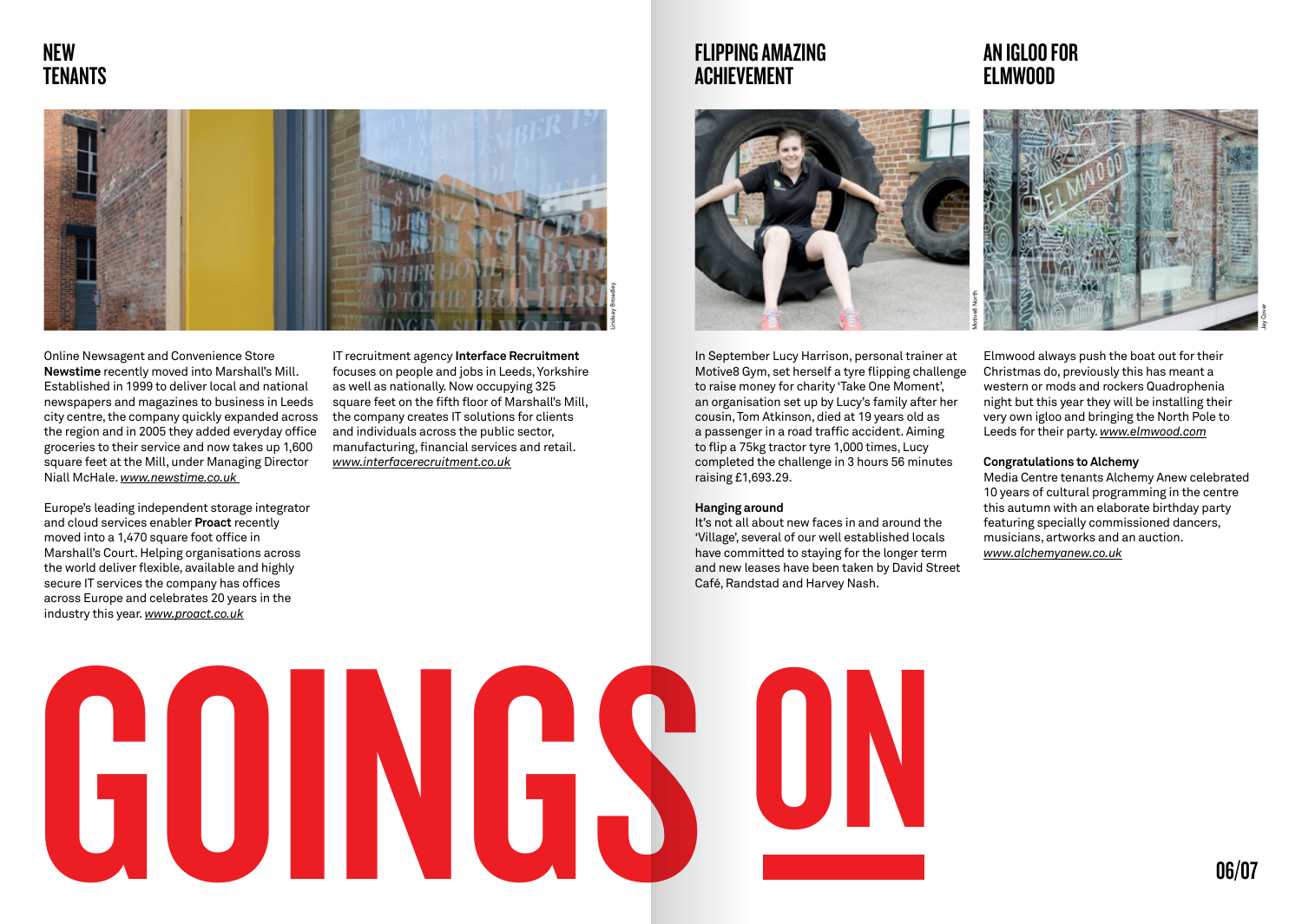# GOINGS ON

## NEW TENANTS

Online Newsagent and Convenience Store **Newstime** recently moved into Marshall's Mill. Established in 1999 to deliver local and national newspapers and magazines to business in Leeds city centre, the company quickly expanded across the region and in 2005 they added everyday office groceries to their service and now takes up 1,600 square feet at the Mill, under Managing Director Niall McHale. www.newstime.co.uk

Europe's leading independent storage integrator and cloud services enabler **Proact** recently moved into a 1,470 square foot office in Marshall's Court. Helping organisations across the world deliver flexible, available and highly secure IT services the company has offices across Europe and celebrates 20 years in the industry this year. www.proact.co.uk

IT recruitment agency **Interface Recruitment** focuses on people and jobs in Leeds, Yorkshire as well as nationally. Now occupying 325 square feet on the fifth floor of Marshall's Mill, the company creates IT solutions for clients and individuals across the public sector, manufacturing, financial services and retail. www.interfacerecruitment.co.uk

Lindsay Broadley

## FLIPPING AMAZING ACHIEVEMENT

Motive8 North

In September Lucy Harrison, personal trainer at Motive8 Gym, set herself a tyre flipping challenge to raise money for charity 'Take One Moment', an organisation set up by Lucy's family after her cousin, Tom Atkinson, died at 19 years old as a passenger in a road traffic accident. Aiming to flip a 75kg tractor tyre 1,000 times, Lucy completed the challenge in 3 hours 56 minutes raising £1,693.29.

**Hanging around**

It's not all about new faces in and around the 'Village', several of our well established locals have committed to staying for the longer term and new leases have been taken by David Street Café, Randstad and Harvey Nash.

## AN IGLOO FOR ELMWOOD

Jay Cover

Elmwood always push the boat out for their Christmas do, previously this has meant a western or mods and rockers Quadrophenia night but this year they will be installing their very own igloo and bringing the North Pole to Leeds for their party. www.elmwood.com

**Congratulations to Alchemy**

Media Centre tenants Alchemy Anew celebrated 10 years of cultural programming in the centre this autumn with an elaborate birthday party featuring specially commissioned dancers, musicians, artworks and an auction. www.alchemyanew.co.uk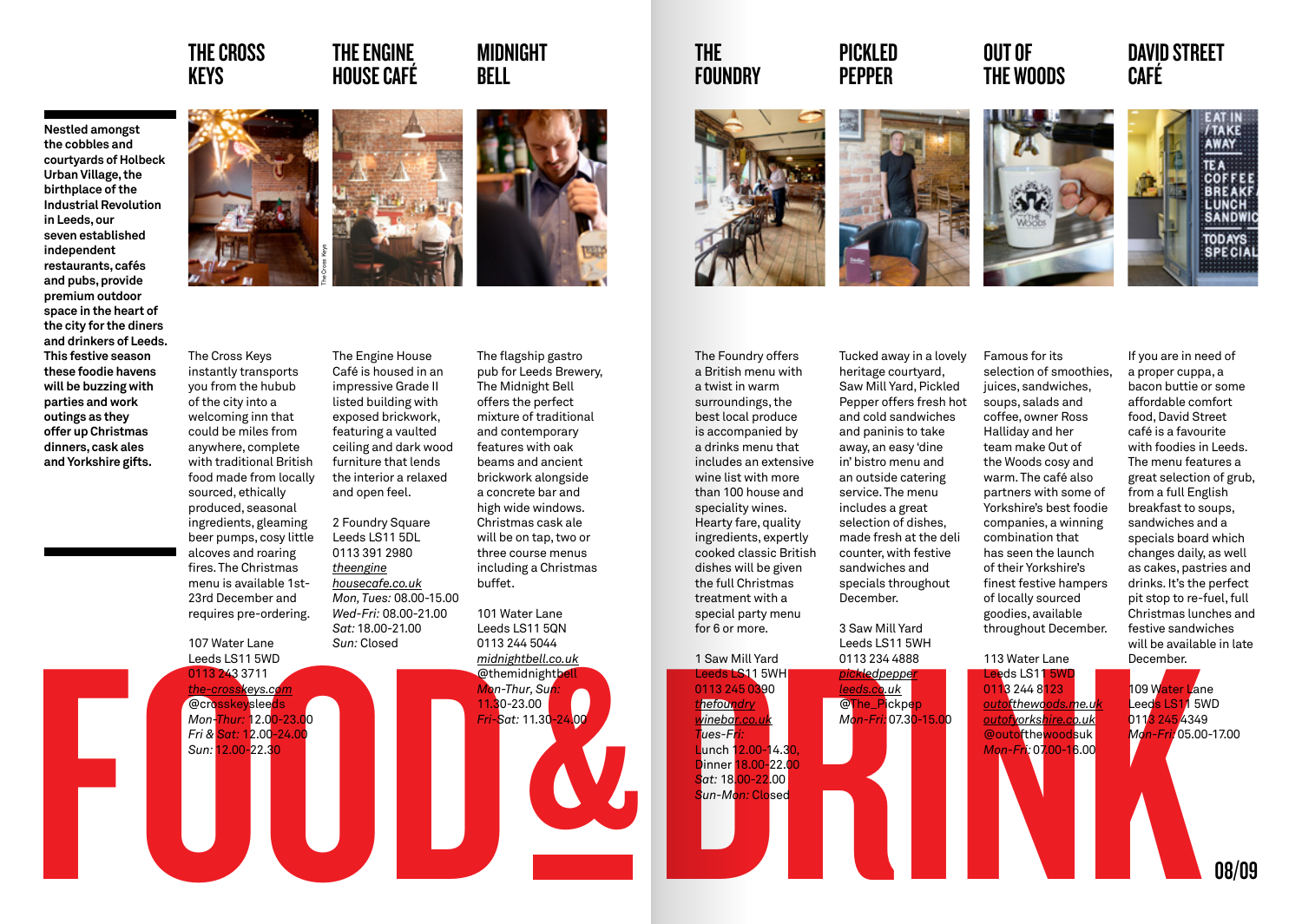# FOOD & DRINK

**Nestled amongst the cobbles and courtyards of Holbeck Urban Village, the birthplace of the Industrial Revolution in Leeds, our seven established independent restaurants, cafés and pubs, provide premium outdoor space in the heart of the city for the diners and drinkers of Leeds. This festive season these foodie havens will be buzzing with parties and work outings as they offer up Christmas dinners, cask ales and Yorkshire gifts.**

## THE CROSS KEYS

The Cross Keys instantly transports you from the hubub of the city into a welcoming inn that could be miles from anywhere, complete with traditional British food made from locally sourced, ethically produced, seasonal ingredients, gleaming beer pumps, cosy little alcoves and roaring fires. The Christmas menu is available 1st-23rd December and requires pre-ordering.

107 Water Lane
Leeds LS11 5WD
0113 243 3711
the-crosskeys.com
@crosskeysleeds
*Mon-Thur:* 12.00-23.00
*Fri & Sat:* 12.00-24.00
*Sun:* 12.00-22.30

## THE ENGINE HOUSE CAFÉ

The Engine House Café is housed in an impressive Grade II listed building with exposed brickwork, featuring a vaulted ceiling and dark wood furniture that lends the interior a relaxed and open feel.

2 Foundry Square
Leeds LS11 5DL
0113 391 2980
theenginehousecafe.co.uk
*Mon, Tues:* 08.00-15.00
*Wed-Fri:* 08.00-21.00
*Sat:* 18.00-21.00
*Sun:* Closed

## MIDNIGHT BELL

The flagship gastro pub for Leeds Brewery, The Midnight Bell offers the perfect mixture of traditional and contemporary features with oak beams and ancient brickwork alongside a concrete bar and high wide windows. Christmas cask ale will be on tap, two or three course menus including a Christmas buffet.

101 Water Lane
Leeds LS11 5QN
0113 244 5044
midnightbell.co.uk
@themidnightbell
*Mon-Thur, Sun:* 11.30-23.00
*Fri-Sat:* 11.30-24.00

## THE FOUNDRY

The Foundry offers a British menu with a twist in warm surroundings, the best local produce is accompanied by a drinks menu that includes an extensive wine list with more than 100 house and speciality wines. Hearty fare, quality ingredients, expertly cooked classic British dishes will be given the full Christmas treatment with a special party menu for 6 or more.

1 Saw Mill Yard
Leeds LS11 5WH
0113 245 0390
thefoundrywinebar.co.uk
*Tues-Fri:* Lunch 12.00-14.30, Dinner 18.00-22.00
*Sat:* 18.00-22.00
*Sun-Mon:* Closed

## PICKLED PEPPER

Tucked away in a lovely heritage courtyard, Saw Mill Yard, Pickled Pepper offers fresh hot and cold sandwiches and paninis to take away, an easy 'dine in' bistro menu and an outside catering service. The menu includes a great selection of dishes, made fresh at the deli counter, with festive sandwiches and specials throughout December.

3 Saw Mill Yard
Leeds LS11 5WH
0113 234 4888
pickledpepperleeds.co.uk
@The_Pickpep
*Mon-Fri:* 07.30-15.00

## OUT OF THE WOODS

Famous for its selection of smoothies, juices, sandwiches, soups, salads and coffee, owner Ross Halliday and her team make Out of the Woods cosy and warm. The café also partners with some of Yorkshire's best foodie companies, a winning combination that has seen the launch of their Yorkshire's finest festive hampers of locally sourced goodies, available throughout December.

113 Water Lane
Leeds LS11 5WD
0113 244 8123
outofthewoods.me.uk
outofyorkshire.co.uk
@outofthewoodsuk
*Mon-Fri:* 07.00-16.00

## DAVID STREET CAFÉ

If you are in need of a proper cuppa, a bacon buttie or some affordable comfort food, David Street café is a favourite with foodies in Leeds. The menu features a great selection of grub, from a full English breakfast to soups, sandwiches and a specials board which changes daily, as well as cakes, pastries and drinks. It's the perfect pit stop to re-fuel, full Christmas lunches and festive sandwiches will be available in late December.

109 Water Lane
Leeds LS11 5WD
0113 245 4349
*Mon-Fri:* 05.00-17.00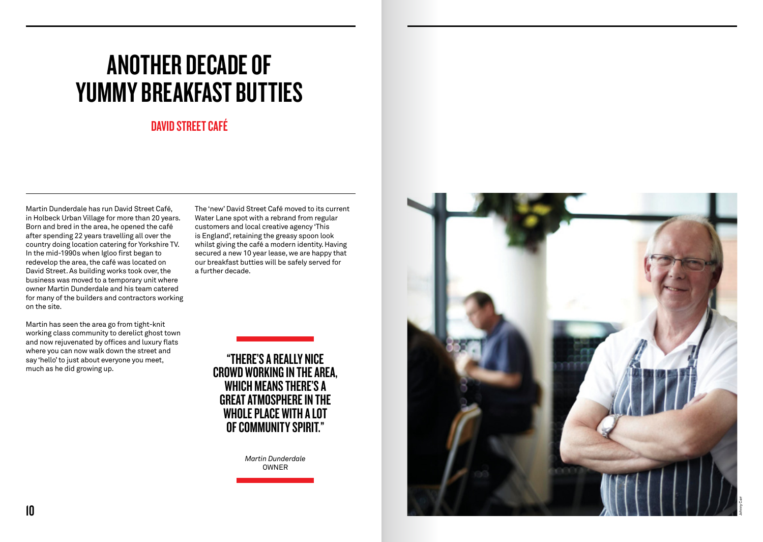# ANOTHER DECADE OF YUMMY BREAKFAST BUTTIES

## DAVID STREET CAFÉ

Martin Dunderdale has run David Street Café, in Holbeck Urban Village for more than 20 years. Born and bred in the area, he opened the café after spending 22 years travelling all over the country doing location catering for Yorkshire TV. In the mid-1990s when Igloo first began to redevelop the area, the café was located on David Street. As building works took over, the business was moved to a temporary unit where owner Martin Dunderdale and his team catered for many of the builders and contractors working on the site.

Martin has seen the area go from tight-knit working class community to derelict ghost town and now rejuvenated by offices and luxury flats where you can now walk down the street and say 'hello' to just about everyone you meet, much as he did growing up.

The 'new' David Street Café moved to its current Water Lane spot with a rebrand from regular customers and local creative agency 'This is England', retaining the greasy spoon look whilst giving the café a modern identity. Having secured a new 10 year lease, we are happy that our breakfast butties will be safely served for a further decade.

**"THERE'S A REALLY NICE CROWD WORKING IN THE AREA, WHICH MEANS THERE'S A GREAT ATMOSPHERE IN THE WHOLE PLACE WITH A LOT OF COMMUNITY SPIRIT."**

*Martin Dunderdale*
OWNER

Johnny Carr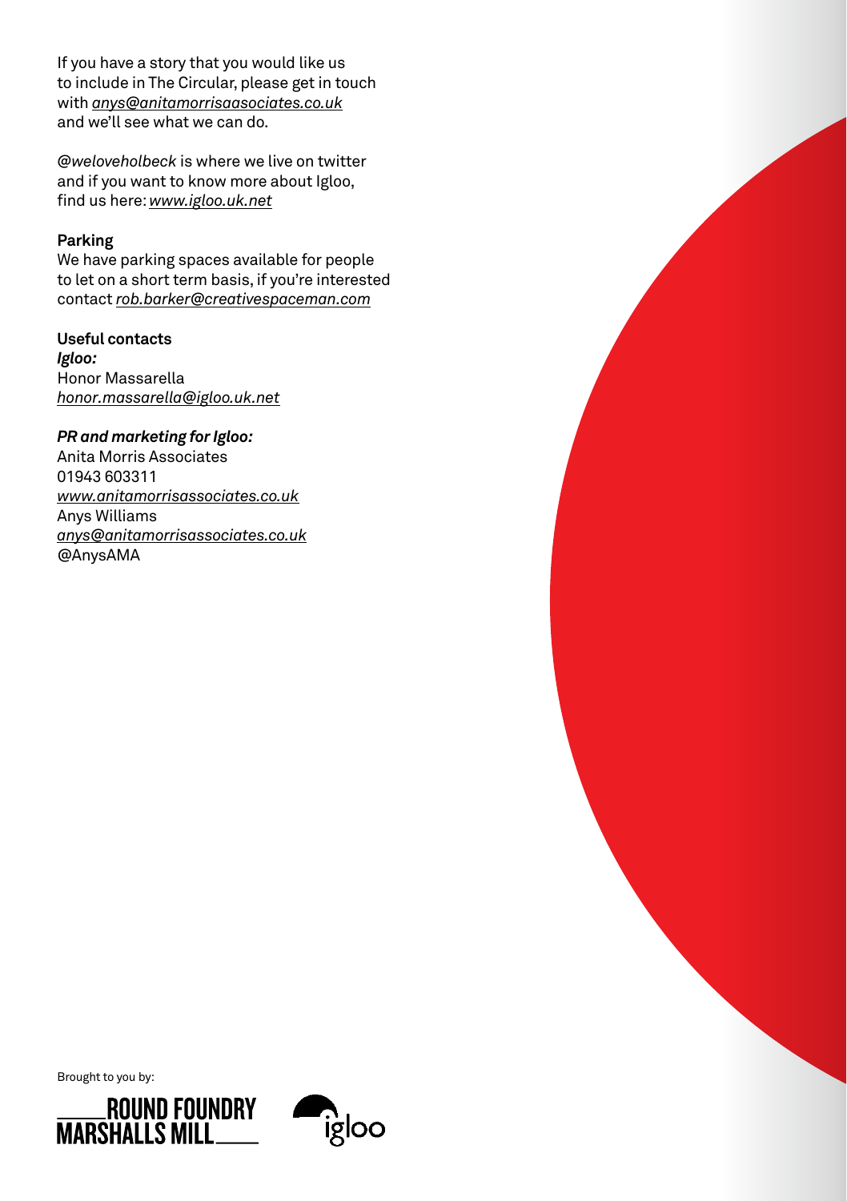If you have a story that you would like us to include in The Circular, please get in touch with *anys@anitamorrisaasociates.co.uk* and we'll see what we can do.

*@weloveholbeck* is where we live on twitter and if you want to know more about Igloo, find us here: *www.igloo.uk.net*

**Parking**
We have parking spaces available for people to let on a short term basis, if you're interested contact *rob.barker@creativespaceman.com*

**Useful contacts**
***Igloo:***
Honor Massarella
*honor.massarella@igloo.uk.net*

***PR and marketing for Igloo:***
Anita Morris Associates
01943 603311
*www.anitamorrisassociates.co.uk*
Anys Williams
*anys@anitamorrisassociates.co.uk*
@AnysAMA

Brought to you by:

ROUND FOUNDRY MARSHALLS MILL

igloo